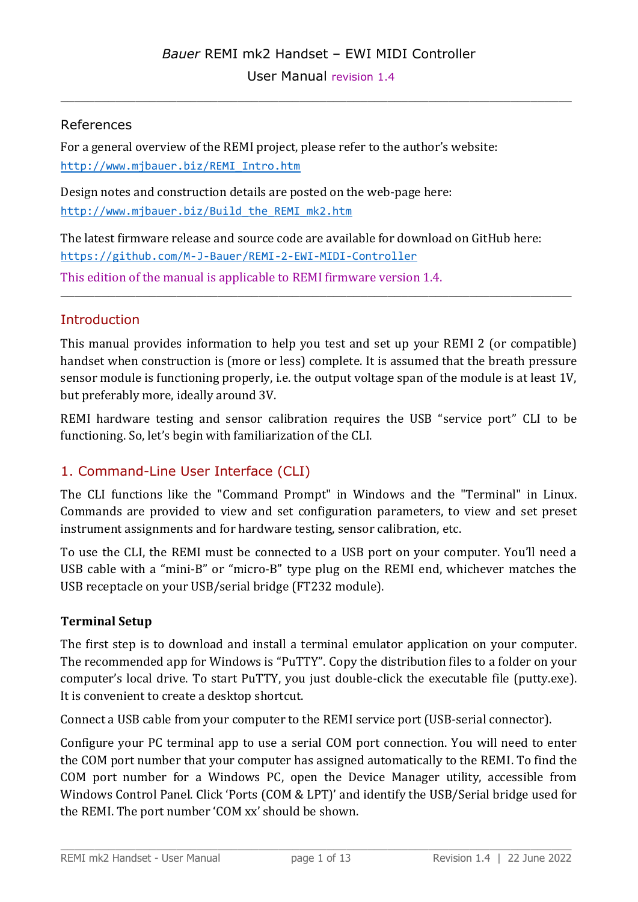# *Bauer* REMI mk2 Handset – EWI MIDI Controller

User Manual revision 1.4

---

## References

For a general overview of the REMI project, please refer to the author's website:
http://www.mjbauer.biz/REMI_Intro.htm

Design notes and construction details are posted on the web-page here:
http://www.mjbauer.biz/Build_the_REMI_mk2.htm

The latest firmware release and source code are available for download on GitHub here:
https://github.com/M-J-Bauer/REMI-2-EWI-MIDI-Controller

This edition of the manual is applicable to REMI firmware version 1.4.

---

## Introduction

This manual provides information to help you test and set up your REMI 2 (or compatible) handset when construction is (more or less) complete. It is assumed that the breath pressure sensor module is functioning properly, i.e. the output voltage span of the module is at least 1V, but preferably more, ideally around 3V.

REMI hardware testing and sensor calibration requires the USB "service port" CLI to be functioning. So, let's begin with familiarization of the CLI.

## 1. Command-Line User Interface (CLI)

The CLI functions like the "Command Prompt" in Windows and the "Terminal" in Linux. Commands are provided to view and set configuration parameters, to view and set preset instrument assignments and for hardware testing, sensor calibration, etc.

To use the CLI, the REMI must be connected to a USB port on your computer. You'll need a USB cable with a "mini-B" or "micro-B" type plug on the REMI end, whichever matches the USB receptacle on your USB/serial bridge (FT232 module).

### Terminal Setup

The first step is to download and install a terminal emulator application on your computer. The recommended app for Windows is "PuTTY". Copy the distribution files to a folder on your computer's local drive. To start PuTTY, you just double-click the executable file (putty.exe). It is convenient to create a desktop shortcut.

Connect a USB cable from your computer to the REMI service port (USB-serial connector).

Configure your PC terminal app to use a serial COM port connection. You will need to enter the COM port number that your computer has assigned automatically to the REMI. To find the COM port number for a Windows PC, open the Device Manager utility, accessible from Windows Control Panel. Click 'Ports (COM & LPT)' and identify the USB/Serial bridge used for the REMI. The port number 'COM xx' should be shown.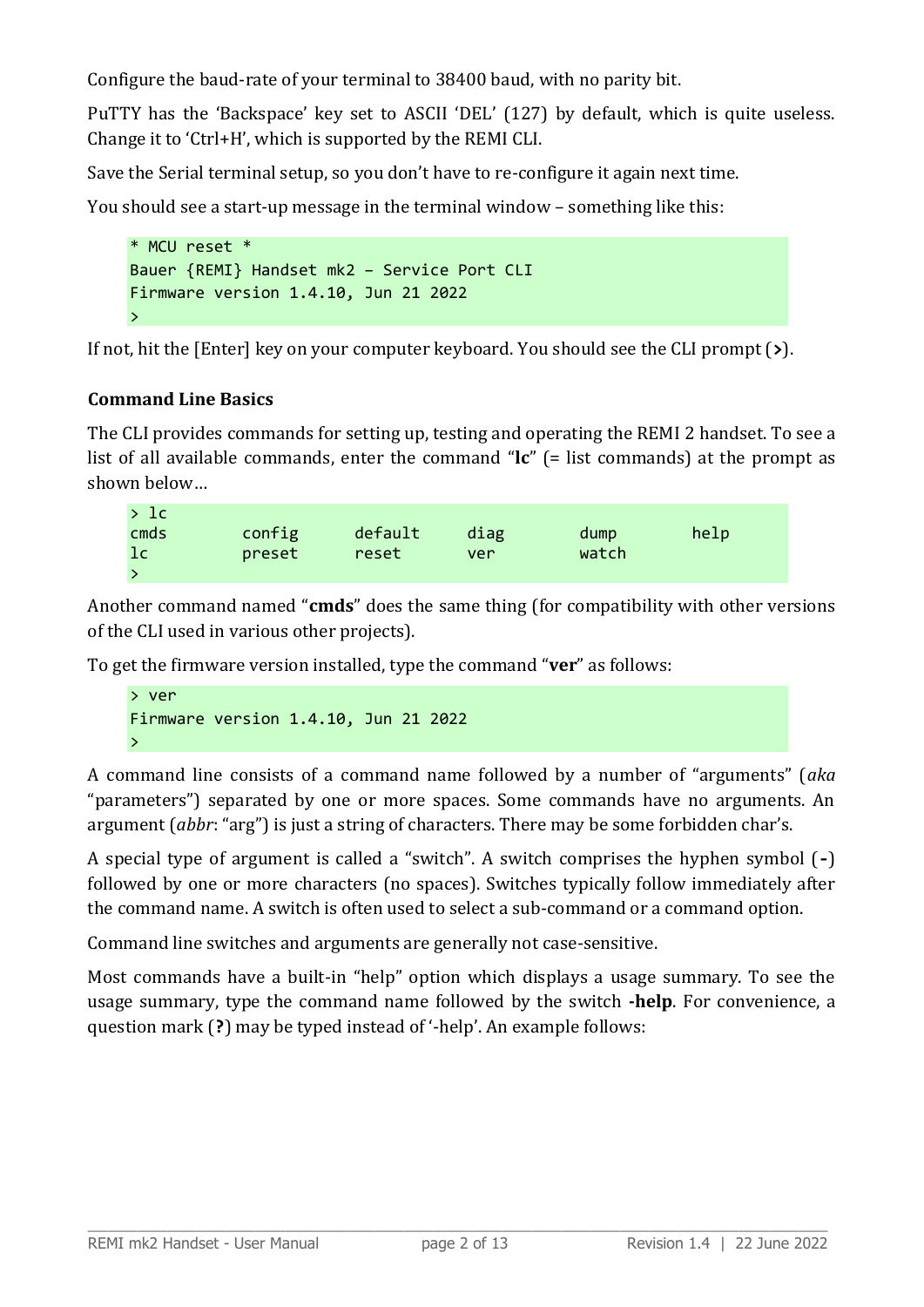Configure the baud-rate of your terminal to 38400 baud, with no parity bit.

PuTTY has the 'Backspace' key set to ASCII 'DEL' (127) by default, which is quite useless. Change it to 'Ctrl+H', which is supported by the REMI CLI.

Save the Serial terminal setup, so you don't have to re-configure it again next time.

You should see a start-up message in the terminal window – something like this:

```
* MCU reset *
Bauer {REMI} Handset mk2 – Service Port CLI
Firmware version 1.4.10, Jun 21 2022
>
```

If not, hit the [Enter] key on your computer keyboard. You should see the CLI prompt (**>**).

### Command Line Basics

The CLI provides commands for setting up, testing and operating the REMI 2 handset. To see a list of all available commands, enter the command "**lc**" (= list commands) at the prompt as shown below…

```
> lc
cmds      config    default   diag      dump      help
lc        preset    reset     ver       watch
>
```

Another command named "**cmds**" does the same thing (for compatibility with other versions of the CLI used in various other projects).

To get the firmware version installed, type the command "**ver**" as follows:

```
> ver
Firmware version 1.4.10, Jun 21 2022
>
```

A command line consists of a command name followed by a number of "arguments" (*aka* "parameters") separated by one or more spaces. Some commands have no arguments. An argument (*abbr*: "arg") is just a string of characters. There may be some forbidden char's.

A special type of argument is called a "switch". A switch comprises the hyphen symbol (**-**) followed by one or more characters (no spaces). Switches typically follow immediately after the command name. A switch is often used to select a sub-command or a command option.

Command line switches and arguments are generally not case-sensitive.

Most commands have a built-in "help" option which displays a usage summary. To see the usage summary, type the command name followed by the switch **-help**. For convenience, a question mark (**?**) may be typed instead of '-help'. An example follows: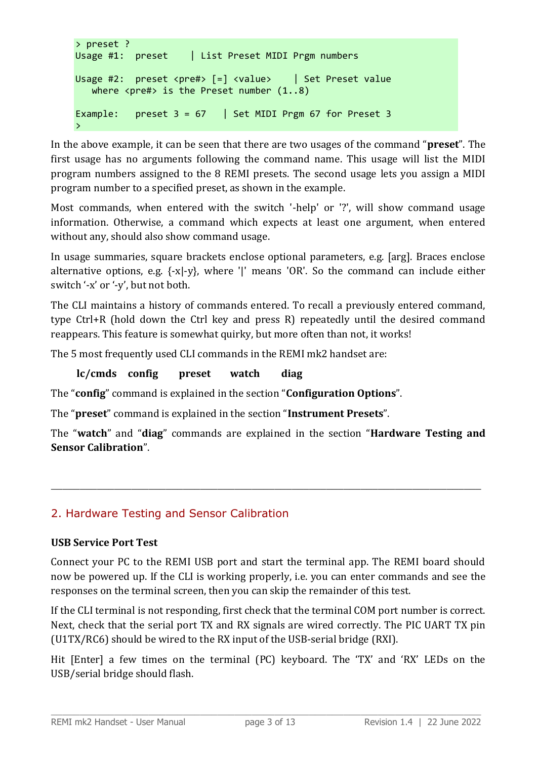```
> preset ?
Usage #1:  preset    | List Preset MIDI Prgm numbers

Usage #2:  preset <pre#> [=] <value>    | Set Preset value
   where <pre#> is the Preset number (1..8)

Example:   preset 3 = 67   | Set MIDI Prgm 67 for Preset 3
>
```

In the above example, it can be seen that there are two usages of the command "**preset**". The first usage has no arguments following the command name. This usage will list the MIDI program numbers assigned to the 8 REMI presets. The second usage lets you assign a MIDI program number to a specified preset, as shown in the example.

Most commands, when entered with the switch '-help' or '?', will show command usage information. Otherwise, a command which expects at least one argument, when entered without any, should also show command usage.

In usage summaries, square brackets enclose optional parameters, e.g. [arg]. Braces enclose alternative options, e.g. {-x|-y}, where '|' means 'OR'. So the command can include either switch '-x' or '-y', but not both.

The CLI maintains a history of commands entered. To recall a previously entered command, type Ctrl+R (hold down the Ctrl key and press R) repeatedly until the desired command reappears. This feature is somewhat quirky, but more often than not, it works!

The 5 most frequently used CLI commands in the REMI mk2 handset are:

**lc/cmds   config   preset   watch   diag**

The "**config**" command is explained in the section "**Configuration Options**".

The "**preset**" command is explained in the section "**Instrument Presets**".

The "**watch**" and "**diag**" commands are explained in the section "**Hardware Testing and Sensor Calibration**".

---

## 2. Hardware Testing and Sensor Calibration

**USB Service Port Test**

Connect your PC to the REMI USB port and start the terminal app. The REMI board should now be powered up. If the CLI is working properly, i.e. you can enter commands and see the responses on the terminal screen, then you can skip the remainder of this test.

If the CLI terminal is not responding, first check that the terminal COM port number is correct. Next, check that the serial port TX and RX signals are wired correctly. The PIC UART TX pin (U1TX/RC6) should be wired to the RX input of the USB-serial bridge (RXI).

Hit [Enter] a few times on the terminal (PC) keyboard. The 'TX' and 'RX' LEDs on the USB/serial bridge should flash.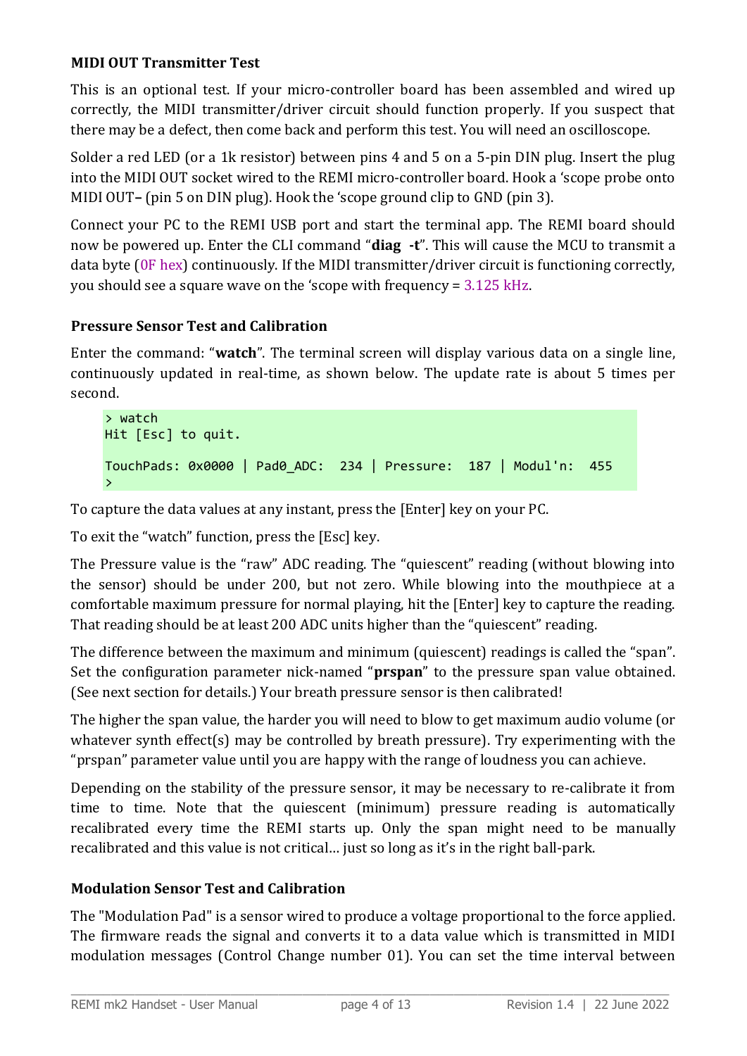**MIDI OUT Transmitter Test**

This is an optional test. If your micro-controller board has been assembled and wired up correctly, the MIDI transmitter/driver circuit should function properly. If you suspect that there may be a defect, then come back and perform this test. You will need an oscilloscope.

Solder a red LED (or a 1k resistor) between pins 4 and 5 on a 5-pin DIN plug. Insert the plug into the MIDI OUT socket wired to the REMI micro-controller board. Hook a 'scope probe onto MIDI OUT**–** (pin 5 on DIN plug). Hook the 'scope ground clip to GND (pin 3).

Connect your PC to the REMI USB port and start the terminal app. The REMI board should now be powered up. Enter the CLI command "**diag -t**". This will cause the MCU to transmit a data byte (0F hex) continuously. If the MIDI transmitter/driver circuit is functioning correctly, you should see a square wave on the 'scope with frequency = 3.125 kHz.

**Pressure Sensor Test and Calibration**

Enter the command: "**watch**". The terminal screen will display various data on a single line, continuously updated in real-time, as shown below. The update rate is about 5 times per second.

```
> watch
Hit [Esc] to quit.

TouchPads: 0x0000 | Pad0_ADC:  234 | Pressure:  187 | Modul'n:  455
>
```

To capture the data values at any instant, press the [Enter] key on your PC.

To exit the "watch" function, press the [Esc] key.

The Pressure value is the "raw" ADC reading. The "quiescent" reading (without blowing into the sensor) should be under 200, but not zero. While blowing into the mouthpiece at a comfortable maximum pressure for normal playing, hit the [Enter] key to capture the reading. That reading should be at least 200 ADC units higher than the "quiescent" reading.

The difference between the maximum and minimum (quiescent) readings is called the "span". Set the configuration parameter nick-named "**prspan**" to the pressure span value obtained. (See next section for details.) Your breath pressure sensor is then calibrated!

The higher the span value, the harder you will need to blow to get maximum audio volume (or whatever synth effect(s) may be controlled by breath pressure). Try experimenting with the "prspan" parameter value until you are happy with the range of loudness you can achieve.

Depending on the stability of the pressure sensor, it may be necessary to re-calibrate it from time to time. Note that the quiescent (minimum) pressure reading is automatically recalibrated every time the REMI starts up. Only the span might need to be manually recalibrated and this value is not critical... just so long as it's in the right ball-park.

**Modulation Sensor Test and Calibration**

The "Modulation Pad" is a sensor wired to produce a voltage proportional to the force applied. The firmware reads the signal and converts it to a data value which is transmitted in MIDI modulation messages (Control Change number 01). You can set the time interval between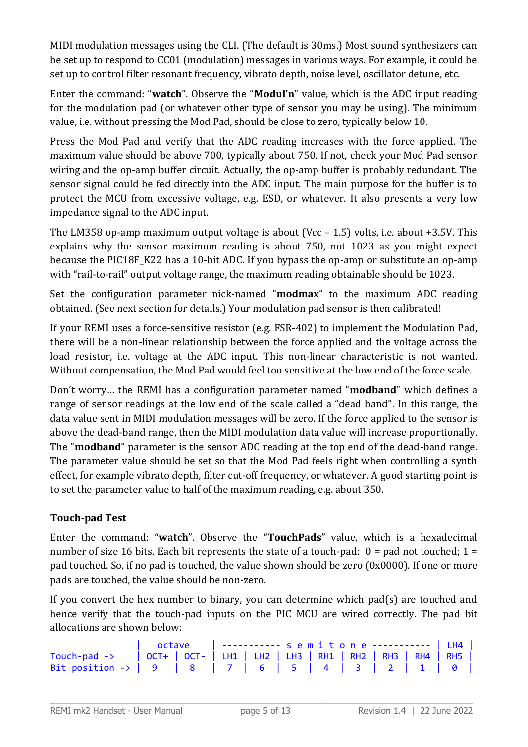MIDI modulation messages using the CLI. (The default is 30ms.) Most sound synthesizers can be set up to respond to CC01 (modulation) messages in various ways. For example, it could be set up to control filter resonant frequency, vibrato depth, noise level, oscillator detune, etc.

Enter the command: "**watch**". Observe the "**Modul'n**" value, which is the ADC input reading for the modulation pad (or whatever other type of sensor you may be using). The minimum value, i.e. without pressing the Mod Pad, should be close to zero, typically below 10.

Press the Mod Pad and verify that the ADC reading increases with the force applied. The maximum value should be above 700, typically about 750. If not, check your Mod Pad sensor wiring and the op-amp buffer circuit. Actually, the op-amp buffer is probably redundant. The sensor signal could be fed directly into the ADC input. The main purpose for the buffer is to protect the MCU from excessive voltage, e.g. ESD, or whatever. It also presents a very low impedance signal to the ADC input.

The LM358 op-amp maximum output voltage is about (Vcc – 1.5) volts, i.e. about +3.5V. This explains why the sensor maximum reading is about 750, not 1023 as you might expect because the PIC18F_K22 has a 10-bit ADC. If you bypass the op-amp or substitute an op-amp with "rail-to-rail" output voltage range, the maximum reading obtainable should be 1023.

Set the configuration parameter nick-named "**modmax**" to the maximum ADC reading obtained. (See next section for details.) Your modulation pad sensor is then calibrated!

If your REMI uses a force-sensitive resistor (e.g. FSR-402) to implement the Modulation Pad, there will be a non-linear relationship between the force applied and the voltage across the load resistor, i.e. voltage at the ADC input. This non-linear characteristic is not wanted. Without compensation, the Mod Pad would feel too sensitive at the low end of the force scale.

Don't worry… the REMI has a configuration parameter named "**modband**" which defines a range of sensor readings at the low end of the scale called a "dead band". In this range, the data value sent in MIDI modulation messages will be zero. If the force applied to the sensor is above the dead-band range, then the MIDI modulation data value will increase proportionally. The "**modband**" parameter is the sensor ADC reading at the top end of the dead-band range. The parameter value should be set so that the Mod Pad feels right when controlling a synth effect, for example vibrato depth, filter cut-off frequency, or whatever. A good starting point is to set the parameter value to half of the maximum reading, e.g. about 350.

### Touch-pad Test

Enter the command: "**watch**". Observe the "**TouchPads**" value, which is a hexadecimal number of size 16 bits. Each bit represents the state of a touch-pad: 0 = pad not touched; 1 = pad touched. So, if no pad is touched, the value shown should be zero (0x0000). If one or more pads are touched, the value should be non-zero.

If you convert the hex number to binary, you can determine which pad(s) are touched and hence verify that the touch-pad inputs on the PIC MCU are wired correctly. The pad bit allocations are shown below:

```
                | octave      | ----------- s e m i t o n e ----------- | LH4 |
Touch-pad ->    | OCT+ | OCT- | LH1 | LH2 | LH3 | RH1 | RH2 | RH3 | RH4 | RH5 |
Bit position -> |  9   |  8   |  7  |  6  |  5  |  4  |  3  |  2  |  1  |  0  |
```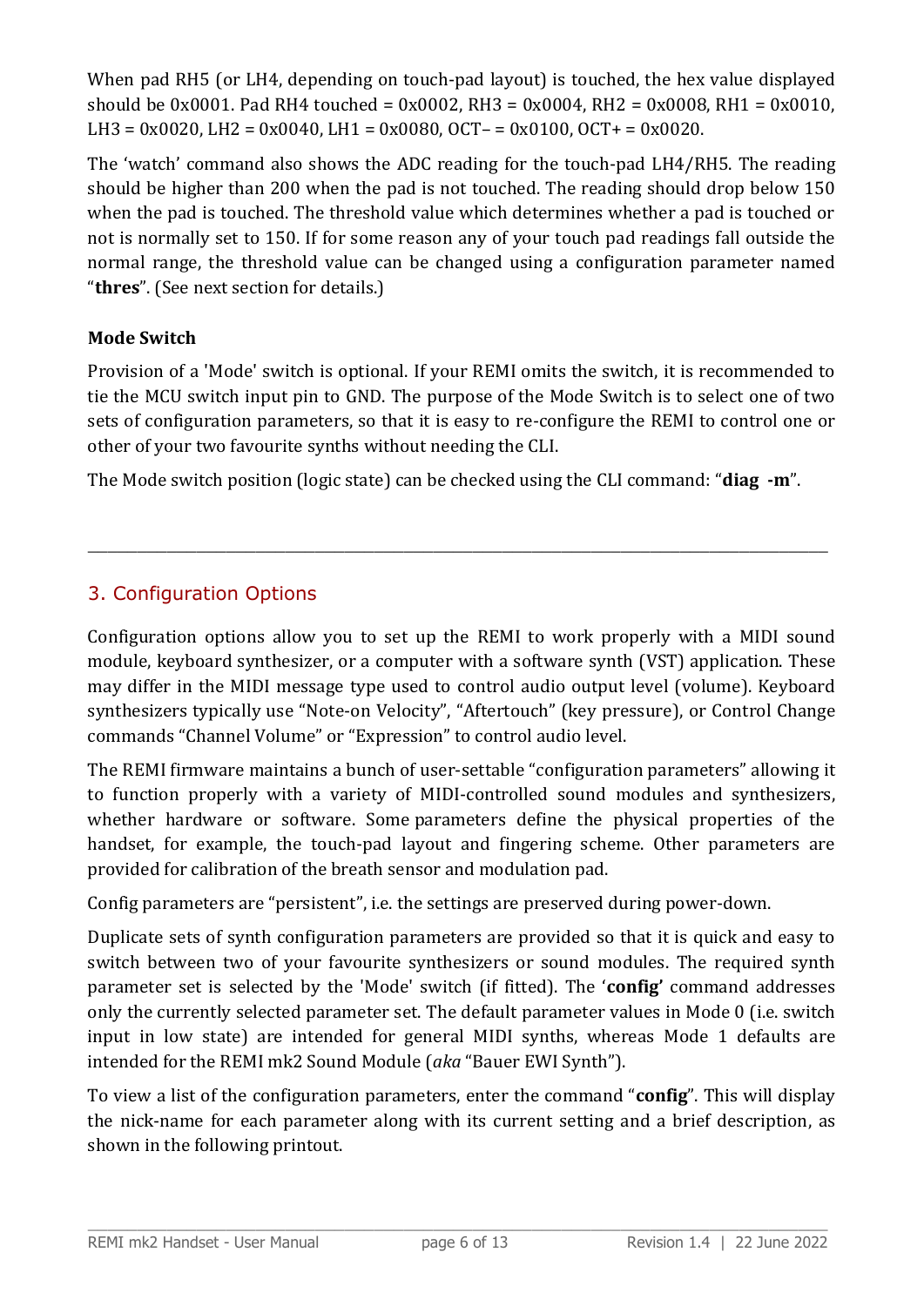When pad RH5 (or LH4, depending on touch-pad layout) is touched, the hex value displayed should be 0x0001. Pad RH4 touched = 0x0002, RH3 = 0x0004, RH2 = 0x0008, RH1 = 0x0010, LH3 = 0x0020, LH2 = 0x0040, LH1 = 0x0080, OCT– = 0x0100, OCT+ = 0x0020.

The 'watch' command also shows the ADC reading for the touch-pad LH4/RH5. The reading should be higher than 200 when the pad is not touched. The reading should drop below 150 when the pad is touched. The threshold value which determines whether a pad is touched or not is normally set to 150. If for some reason any of your touch pad readings fall outside the normal range, the threshold value can be changed using a configuration parameter named "**thres**". (See next section for details.)

### Mode Switch

Provision of a 'Mode' switch is optional. If your REMI omits the switch, it is recommended to tie the MCU switch input pin to GND. The purpose of the Mode Switch is to select one of two sets of configuration parameters, so that it is easy to re-configure the REMI to control one or other of your two favourite synths without needing the CLI.

The Mode switch position (logic state) can be checked using the CLI command: "**diag -m**".

---

## 3. Configuration Options

Configuration options allow you to set up the REMI to work properly with a MIDI sound module, keyboard synthesizer, or a computer with a software synth (VST) application. These may differ in the MIDI message type used to control audio output level (volume). Keyboard synthesizers typically use "Note-on Velocity", "Aftertouch" (key pressure), or Control Change commands "Channel Volume" or "Expression" to control audio level.

The REMI firmware maintains a bunch of user-settable "configuration parameters" allowing it to function properly with a variety of MIDI-controlled sound modules and synthesizers, whether hardware or software. Some parameters define the physical properties of the handset, for example, the touch-pad layout and fingering scheme. Other parameters are provided for calibration of the breath sensor and modulation pad.

Config parameters are "persistent", i.e. the settings are preserved during power-down.

Duplicate sets of synth configuration parameters are provided so that it is quick and easy to switch between two of your favourite synthesizers or sound modules. The required synth parameter set is selected by the 'Mode' switch (if fitted). The '**config'** command addresses only the currently selected parameter set. The default parameter values in Mode 0 (i.e. switch input in low state) are intended for general MIDI synths, whereas Mode 1 defaults are intended for the REMI mk2 Sound Module (*aka* "Bauer EWI Synth").

To view a list of the configuration parameters, enter the command "**config**". This will display the nick-name for each parameter along with its current setting and a brief description, as shown in the following printout.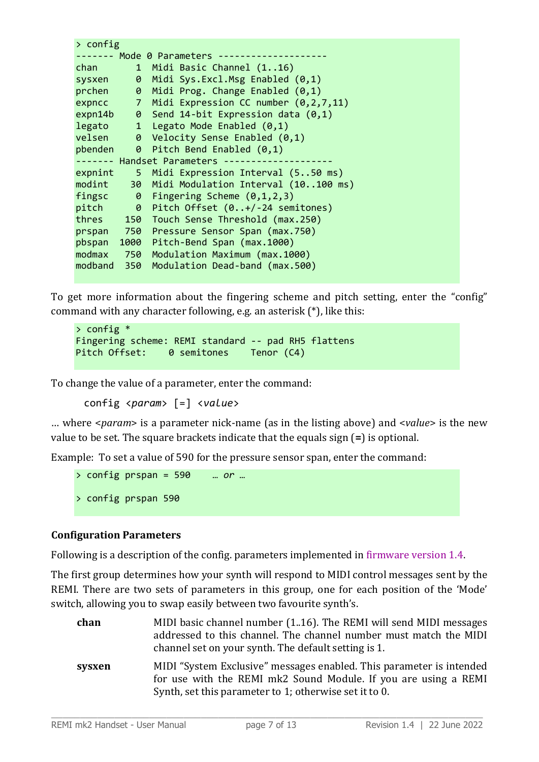```
> config
------- Mode 0 Parameters --------------------
chan       1  Midi Basic Channel (1..16)
sysxen     0  Midi Sys.Excl.Msg Enabled (0,1)
prchen     0  Midi Prog. Change Enabled (0,1)
expncc     7  Midi Expression CC number (0,2,7,11)
expn14b    0  Send 14-bit Expression data (0,1)
legato     1  Legato Mode Enabled (0,1)
velsen     0  Velocity Sense Enabled (0,1)
pbenden    0  Pitch Bend Enabled (0,1)
------- Handset Parameters --------------------
expnint    5  Midi Expression Interval (5..50 ms)
modint    30  Midi Modulation Interval (10..100 ms)
fingsc     0  Fingering Scheme (0,1,2,3)
pitch      0  Pitch Offset (0..+/-24 semitones)
thres    150  Touch Sense Threshold (max.250)
prspan   750  Pressure Sensor Span (max.750)
pbspan  1000  Pitch-Bend Span (max.1000)
modmax   750  Modulation Maximum (max.1000)
modband  350  Modulation Dead-band (max.500)
```

To get more information about the fingering scheme and pitch setting, enter the "config" command with any character following, e.g. an asterisk (*), like this:

```
> config *
Fingering scheme: REMI standard -- pad RH5 flattens
Pitch Offset:    0 semitones    Tenor (C4)
```

To change the value of a parameter, enter the command:

`config <param> [=] <value>`

… where <*param*> is a parameter nick-name (as in the listing above) and <*value*> is the new value to be set. The square brackets indicate that the equals sign (**=**) is optional.

Example: To set a value of 590 for the pressure sensor span, enter the command:

```
> config prspan = 590    … or …

> config prspan 590
```

### Configuration Parameters

Following is a description of the config. parameters implemented in firmware version 1.4.

The first group determines how your synth will respond to MIDI control messages sent by the REMI. There are two sets of parameters in this group, one for each position of the 'Mode' switch, allowing you to swap easily between two favourite synth's.

**chan** MIDI basic channel number (1..16). The REMI will send MIDI messages addressed to this channel. The channel number must match the MIDI channel set on your synth. The default setting is 1.

**sysxen** MIDI "System Exclusive" messages enabled. This parameter is intended for use with the REMI mk2 Sound Module. If you are using a REMI Synth, set this parameter to 1; otherwise set it to 0.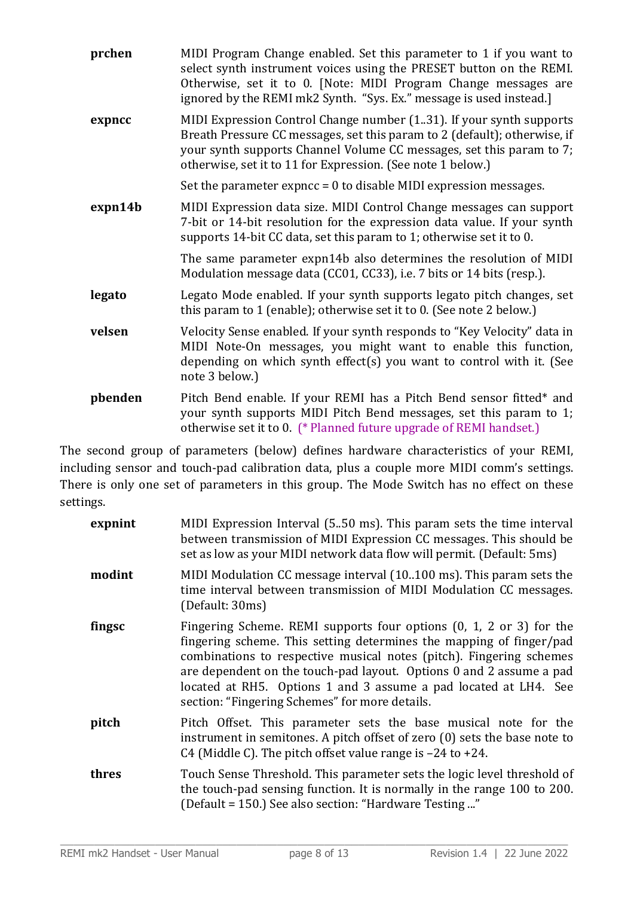**prchen** MIDI Program Change enabled. Set this parameter to 1 if you want to select synth instrument voices using the PRESET button on the REMI. Otherwise, set it to 0. [Note: MIDI Program Change messages are ignored by the REMI mk2 Synth. "Sys. Ex." message is used instead.]

**expncc** MIDI Expression Control Change number (1..31). If your synth supports Breath Pressure CC messages, set this param to 2 (default); otherwise, if your synth supports Channel Volume CC messages, set this param to 7; otherwise, set it to 11 for Expression. (See note 1 below.)

Set the parameter expncc = 0 to disable MIDI expression messages.

**expn14b** MIDI Expression data size. MIDI Control Change messages can support 7-bit or 14-bit resolution for the expression data value. If your synth supports 14-bit CC data, set this param to 1; otherwise set it to 0.

The same parameter expn14b also determines the resolution of MIDI Modulation message data (CC01, CC33), i.e. 7 bits or 14 bits (resp.).

**legato** Legato Mode enabled. If your synth supports legato pitch changes, set this param to 1 (enable); otherwise set it to 0. (See note 2 below.)

**velsen** Velocity Sense enabled. If your synth responds to "Key Velocity" data in MIDI Note-On messages, you might want to enable this function, depending on which synth effect(s) you want to control with it. (See note 3 below.)

**pbenden** Pitch Bend enable. If your REMI has a Pitch Bend sensor fitted* and your synth supports MIDI Pitch Bend messages, set this param to 1; otherwise set it to 0. (* Planned future upgrade of REMI handset.)

The second group of parameters (below) defines hardware characteristics of your REMI, including sensor and touch-pad calibration data, plus a couple more MIDI comm's settings. There is only one set of parameters in this group. The Mode Switch has no effect on these settings.

**expnint** MIDI Expression Interval (5..50 ms). This param sets the time interval between transmission of MIDI Expression CC messages. This should be set as low as your MIDI network data flow will permit. (Default: 5ms)

**modint** MIDI Modulation CC message interval (10..100 ms). This param sets the time interval between transmission of MIDI Modulation CC messages. (Default: 30ms)

**fingsc** Fingering Scheme. REMI supports four options (0, 1, 2 or 3) for the fingering scheme. This setting determines the mapping of finger/pad combinations to respective musical notes (pitch). Fingering schemes are dependent on the touch-pad layout. Options 0 and 2 assume a pad located at RH5. Options 1 and 3 assume a pad located at LH4. See section: "Fingering Schemes" for more details.

**pitch** Pitch Offset. This parameter sets the base musical note for the instrument in semitones. A pitch offset of zero (0) sets the base note to C4 (Middle C). The pitch offset value range is –24 to +24.

**thres** Touch Sense Threshold. This parameter sets the logic level threshold of the touch-pad sensing function. It is normally in the range 100 to 200. (Default = 150.) See also section: "Hardware Testing ..."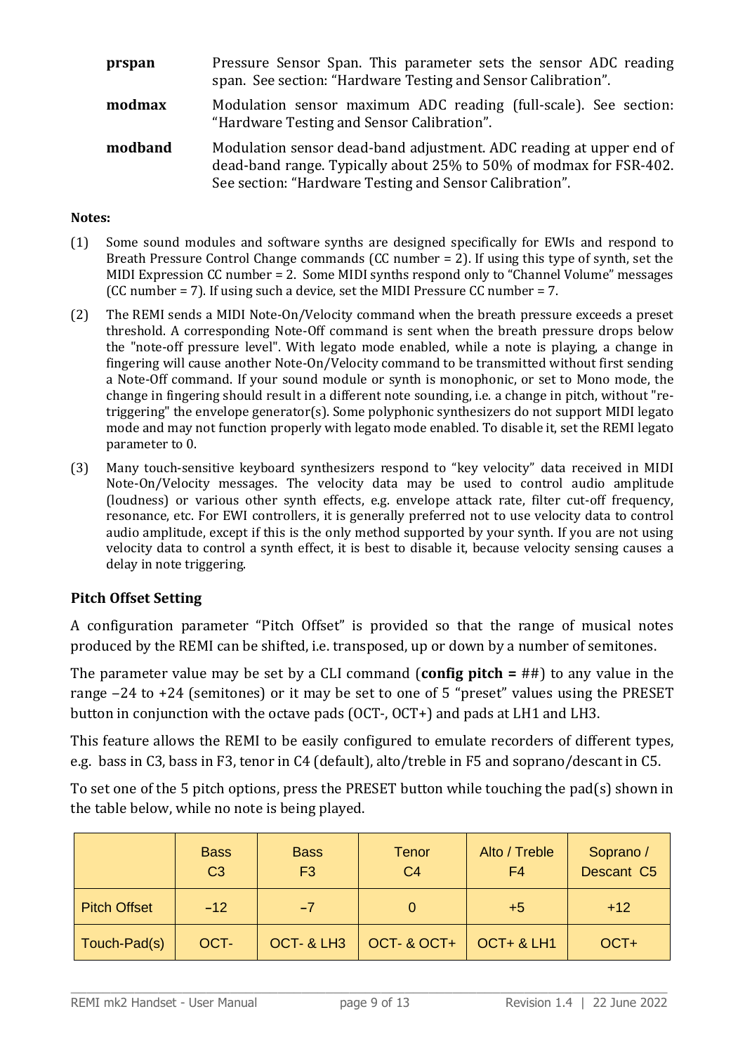**prspan** Pressure Sensor Span. This parameter sets the sensor ADC reading span. See section: "Hardware Testing and Sensor Calibration".

**modmax** Modulation sensor maximum ADC reading (full-scale). See section: "Hardware Testing and Sensor Calibration".

**modband** Modulation sensor dead-band adjustment. ADC reading at upper end of dead-band range. Typically about 25% to 50% of modmax for FSR-402. See section: "Hardware Testing and Sensor Calibration".

**Notes:**

(1) Some sound modules and software synths are designed specifically for EWIs and respond to Breath Pressure Control Change commands (CC number = 2). If using this type of synth, set the MIDI Expression CC number = 2. Some MIDI synths respond only to "Channel Volume" messages (CC number = 7). If using such a device, set the MIDI Pressure CC number = 7.

(2) The REMI sends a MIDI Note-On/Velocity command when the breath pressure exceeds a preset threshold. A corresponding Note-Off command is sent when the breath pressure drops below the "note-off pressure level". With legato mode enabled, while a note is playing, a change in fingering will cause another Note-On/Velocity command to be transmitted without first sending a Note-Off command. If your sound module or synth is monophonic, or set to Mono mode, the change in fingering should result in a different note sounding, i.e. a change in pitch, without "re-triggering" the envelope generator(s). Some polyphonic synthesizers do not support MIDI legato mode and may not function properly with legato mode enabled. To disable it, set the REMI legato parameter to 0.

(3) Many touch-sensitive keyboard synthesizers respond to "key velocity" data received in MIDI Note-On/Velocity messages. The velocity data may be used to control audio amplitude (loudness) or various other synth effects, e.g. envelope attack rate, filter cut-off frequency, resonance, etc. For EWI controllers, it is generally preferred not to use velocity data to control audio amplitude, except if this is the only method supported by your synth. If you are not using velocity data to control a synth effect, it is best to disable it, because velocity sensing causes a delay in note triggering.

### Pitch Offset Setting

A configuration parameter "Pitch Offset" is provided so that the range of musical notes produced by the REMI can be shifted, i.e. transposed, up or down by a number of semitones.

The parameter value may be set by a CLI command (**config pitch =** ##) to any value in the range −24 to +24 (semitones) or it may be set to one of 5 "preset" values using the PRESET button in conjunction with the octave pads (OCT-, OCT+) and pads at LH1 and LH3.

This feature allows the REMI to be easily configured to emulate recorders of different types, e.g. bass in C3, bass in F3, tenor in C4 (default), alto/treble in F5 and soprano/descant in C5.

To set one of the 5 pitch options, press the PRESET button while touching the pad(s) shown in the table below, while no note is being played.

| | Bass C3 | Bass F3 | Tenor C4 | Alto / Treble F4 | Soprano / Descant C5 |
|---|---|---|---|---|---|
| Pitch Offset | −12 | −7 | 0 | +5 | +12 |
| Touch-Pad(s) | OCT- | OCT- & LH3 | OCT- & OCT+ | OCT+ & LH1 | OCT+ |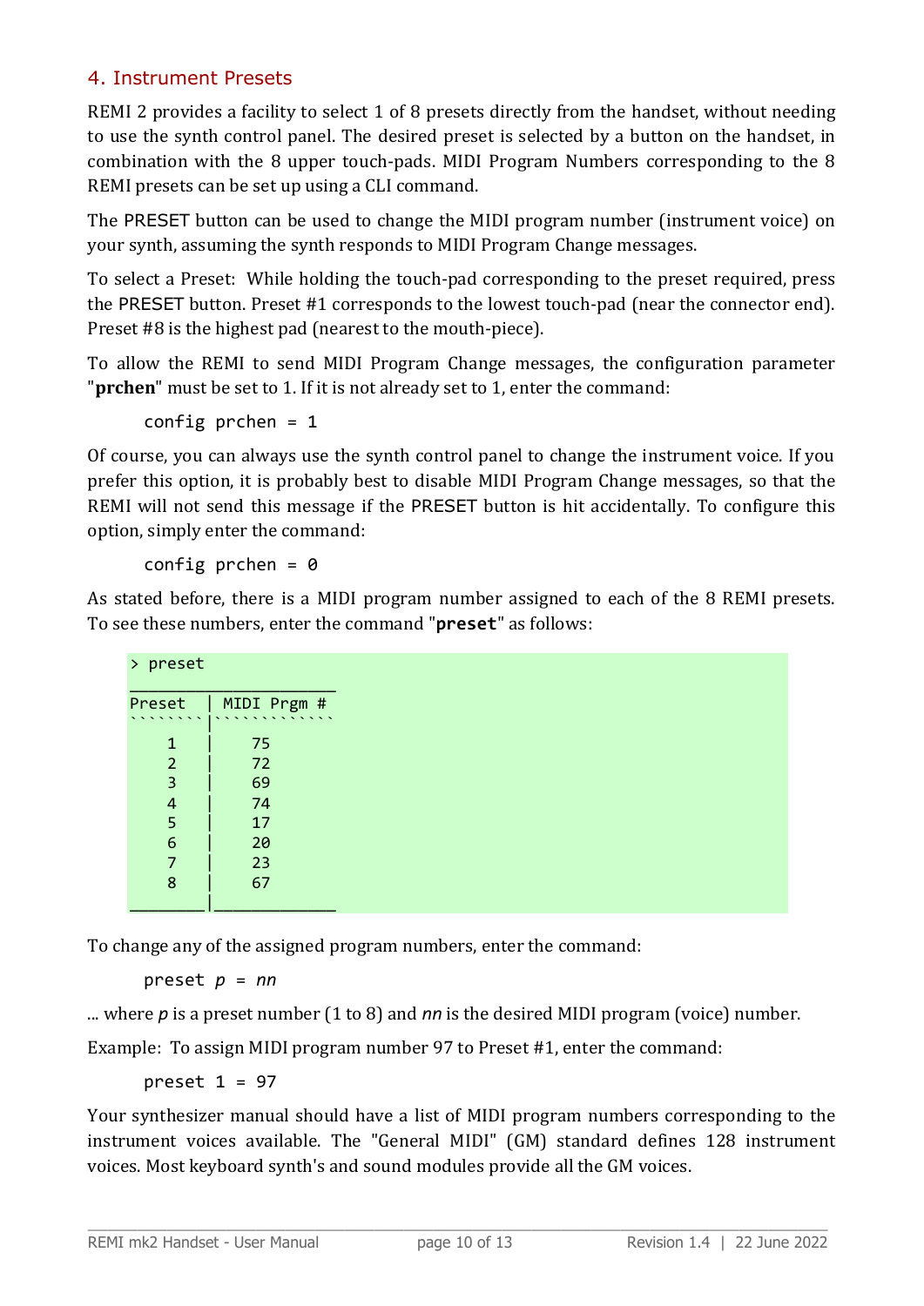## 4. Instrument Presets

REMI 2 provides a facility to select 1 of 8 presets directly from the handset, without needing to use the synth control panel. The desired preset is selected by a button on the handset, in combination with the 8 upper touch-pads. MIDI Program Numbers corresponding to the 8 REMI presets can be set up using a CLI command.

The PRESET button can be used to change the MIDI program number (instrument voice) on your synth, assuming the synth responds to MIDI Program Change messages.

To select a Preset: While holding the touch-pad corresponding to the preset required, press the PRESET button. Preset #1 corresponds to the lowest touch-pad (near the connector end). Preset #8 is the highest pad (nearest to the mouth-piece).

To allow the REMI to send MIDI Program Change messages, the configuration parameter "**prchen**" must be set to 1. If it is not already set to 1, enter the command:

```
config prchen = 1
```

Of course, you can always use the synth control panel to change the instrument voice. If you prefer this option, it is probably best to disable MIDI Program Change messages, so that the REMI will not send this message if the PRESET button is hit accidentally. To configure this option, simply enter the command:

```
config prchen = 0
```

As stated before, there is a MIDI program number assigned to each of the 8 REMI presets. To see these numbers, enter the command "**preset**" as follows:

```
> preset
_________________________
Preset  | MIDI Prgm #
````````|``````````````
    1   |    75
    2   |    72
    3   |    69
    4   |    74
    5   |    17
    6   |    20
    7   |    23
    8   |    67
________|______________
```

To change any of the assigned program numbers, enter the command:

```
preset p = nn
```

... where *p* is a preset number (1 to 8) and *nn* is the desired MIDI program (voice) number.

Example: To assign MIDI program number 97 to Preset #1, enter the command:

```
preset 1 = 97
```

Your synthesizer manual should have a list of MIDI program numbers corresponding to the instrument voices available. The "General MIDI" (GM) standard defines 128 instrument voices. Most keyboard synth's and sound modules provide all the GM voices.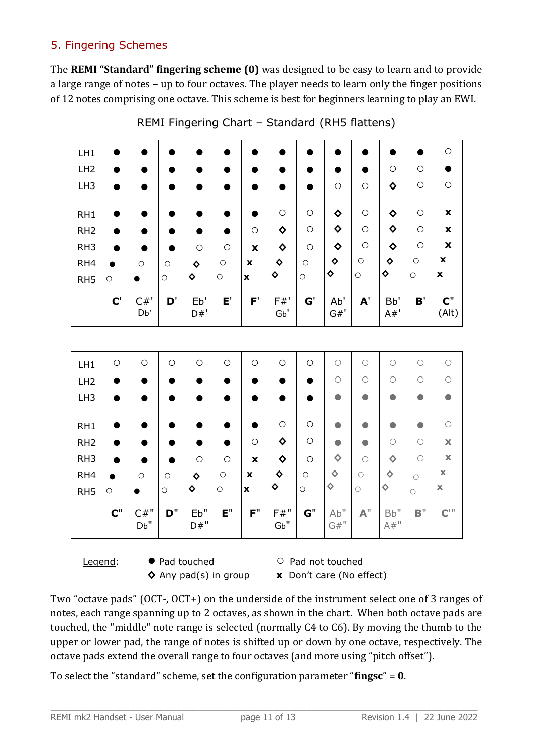## 5. Fingering Schemes

The **REMI "Standard" fingering scheme (0)** was designed to be easy to learn and to provide a large range of notes – up to four octaves. The player needs to learn only the finger positions of 12 notes comprising one octave. This scheme is best for beginners learning to play an EWI.

REMI Fingering Chart – Standard (RH5 flattens)

| | C' | C#' Db' | D' | Eb' D#' | E' | F' | F#' Gb' | G' | Ab' G#' | A' | Bb' A#' | B' | C" (Alt) |
|---|---|---|---|---|---|---|---|---|---|---|---|---|---|
| LH1 | ● | ● | ● | ● | ● | ● | ● | ● | ● | ● | ● | ● | ○ |
| LH2 | ● | ● | ● | ● | ● | ● | ● | ● | ● | ● | ○ | ○ | ● |
| LH3 | ● | ● | ● | ● | ● | ● | ● | ● | ○ | ○ | ◇ | ○ | ○ |
| RH1 | ● | ● | ● | ● | ● | ● | ○ | ○ | ◇ | ○ | ◇ | ○ | x |
| RH2 | ● | ● | ● | ● | ● | ○ | ◇ | ○ | ◇ | ○ | ◇ | ○ | x |
| RH3 | ● | ● | ● | ○ | ○ | x | ◇ | ○ | ◇ | ○ | ◇ | ○ | x |
| RH4 | ● | ○ | ○ | ◇ | ○ | x | ◇ | ○ | ◇ | ○ | ◇ | ○ | x |
| RH5 | ○ | ● | ○ | ◇ | ○ | x | ◇ | ○ | ◇ | ○ | ◇ | ○ | x |

| | C" | C#" Db" | D" | Eb" D#" | E" | F" | F#" Gb" | G" | Ab" G#" | A" | Bb" A#" | B" | C''' |
|---|---|---|---|---|---|---|---|---|---|---|---|---|---|
| LH1 | ○ | ○ | ○ | ○ | ○ | ○ | ○ | ○ | ○ | ○ | ○ | ○ | ○ |
| LH2 | ● | ● | ● | ● | ● | ● | ● | ● | ○ | ○ | ○ | ○ | ○ |
| LH3 | ● | ● | ● | ● | ● | ● | ● | ● | ● | ● | ● | ● | ● |
| RH1 | ● | ● | ● | ● | ● | ● | ○ | ○ | ● | ● | ● | ● | ○ |
| RH2 | ● | ● | ● | ● | ● | ○ | ◇ | ○ | ● | ● | ○ | ○ | x |
| RH3 | ● | ● | ● | ○ | ○ | x | ◇ | ○ | ◇ | ○ | ◇ | ○ | x |
| RH4 | ● | ○ | ○ | ◇ | ○ | x | ◇ | ○ | ◇ | ○ | ◇ | ○ | x |
| RH5 | ○ | ● | ○ | ◇ | ○ | x | ◇ | ○ | ◇ | ○ | ◇ | ○ | x |

Legend:
- ● Pad touched
- ○ Pad not touched
- ◇ Any pad(s) in group
- x Don't care (No effect)

Two "octave pads" (OCT-, OCT+) on the underside of the instrument select one of 3 ranges of notes, each range spanning up to 2 octaves, as shown in the chart. When both octave pads are touched, the "middle" note range is selected (normally C4 to C6). By moving the thumb to the upper or lower pad, the range of notes is shifted up or down by one octave, respectively. The octave pads extend the overall range to four octaves (and more using "pitch offset").

To select the "standard" scheme, set the configuration parameter "**fingsc**" = **0**.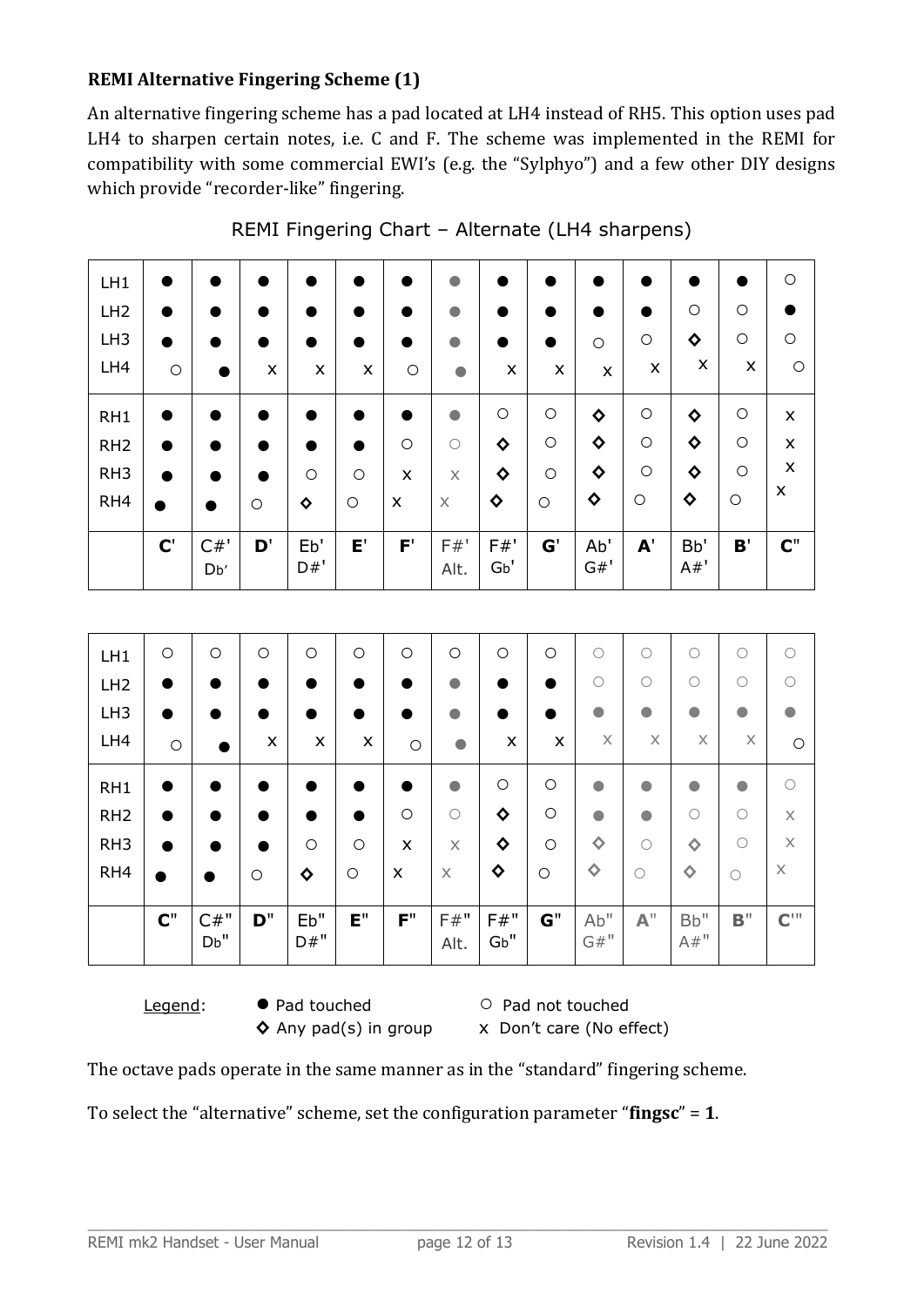**REMI Alternative Fingering Scheme (1)**

An alternative fingering scheme has a pad located at LH4 instead of RH5. This option uses pad LH4 to sharpen certain notes, i.e. C and F. The scheme was implemented in the REMI for compatibility with some commercial EWI's (e.g. the "Sylphyo") and a few other DIY designs which provide "recorder-like" fingering.

REMI Fingering Chart – Alternate (LH4 sharpens)

| | C' | C#' Db' | D' | Eb' D#' | E' | F' | F#' Alt. | F#' Gb' | G' | Ab' G#' | A' | Bb' A#' | B' | C" |
|---|---|---|---|---|---|---|---|---|---|---|---|---|---|---|
| LH1 | ● | ● | ● | ● | ● | ● | ● | ● | ● | ● | ● | ● | ● | ○ |
| LH2 | ● | ● | ● | ● | ● | ● | ● | ● | ● | ● | ● | ○ | ○ | ● |
| LH3 | ● | ● | ● | ● | ● | ● | ● | ● | ● | ○ | ○ | ◇ | ○ | ○ |
| LH4 | ○ | ● | x | x | x | ○ | ● | x | x | x | x | x | x | ○ |
| RH1 | ● | ● | ● | ● | ● | ● | ● | ○ | ○ | ◇ | ○ | ◇ | ○ | x |
| RH2 | ● | ● | ● | ● | ● | ○ | ○ | ◇ | ○ | ◇ | ○ | ◇ | ○ | x |
| RH3 | ● | ● | ● | ○ | ○ | x | x | ◇ | ○ | ◇ | ○ | ◇ | ○ | x |
| RH4 | ● | ● | ○ | ◇ | ○ | x | x | ◇ | ○ | ◇ | ○ | ◇ | ○ | x |

| | C" | C#" Db" | D" | Eb" D#" | E" | F" | F#" Alt. | F#" Gb" | G" | Ab" G#" | A" | Bb" A#" | B" | C'" |
|---|---|---|---|---|---|---|---|---|---|---|---|---|---|---|
| LH1 | ○ | ○ | ○ | ○ | ○ | ○ | ○ | ○ | ○ | ○ | ○ | ○ | ○ | ○ |
| LH2 | ● | ● | ● | ● | ● | ● | ● | ● | ● | ○ | ○ | ○ | ○ | ○ |
| LH3 | ● | ● | ● | ● | ● | ● | ● | ● | ● | ● | ● | ● | ● | ● |
| LH4 | ○ | ● | x | x | x | ○ | ● | x | x | x | x | x | x | ○ |
| RH1 | ● | ● | ● | ● | ● | ● | ● | ○ | ○ | ● | ● | ● | ● | ○ |
| RH2 | ● | ● | ● | ● | ● | ○ | ○ | ◇ | ○ | ● | ● | ○ | ○ | x |
| RH3 | ● | ● | ● | ○ | ○ | x | x | ◇ | ○ | ◇ | ○ | ◇ | ○ | x |
| RH4 | ● | ● | ○ | ◇ | ○ | x | x | ◇ | ○ | ◇ | ○ | ◇ | ○ | x |

Legend: ● Pad touched ○ Pad not touched ◇ Any pad(s) in group x Don't care (No effect)

The octave pads operate in the same manner as in the "standard" fingering scheme.

To select the "alternative" scheme, set the configuration parameter "**fingsc**" = **1**.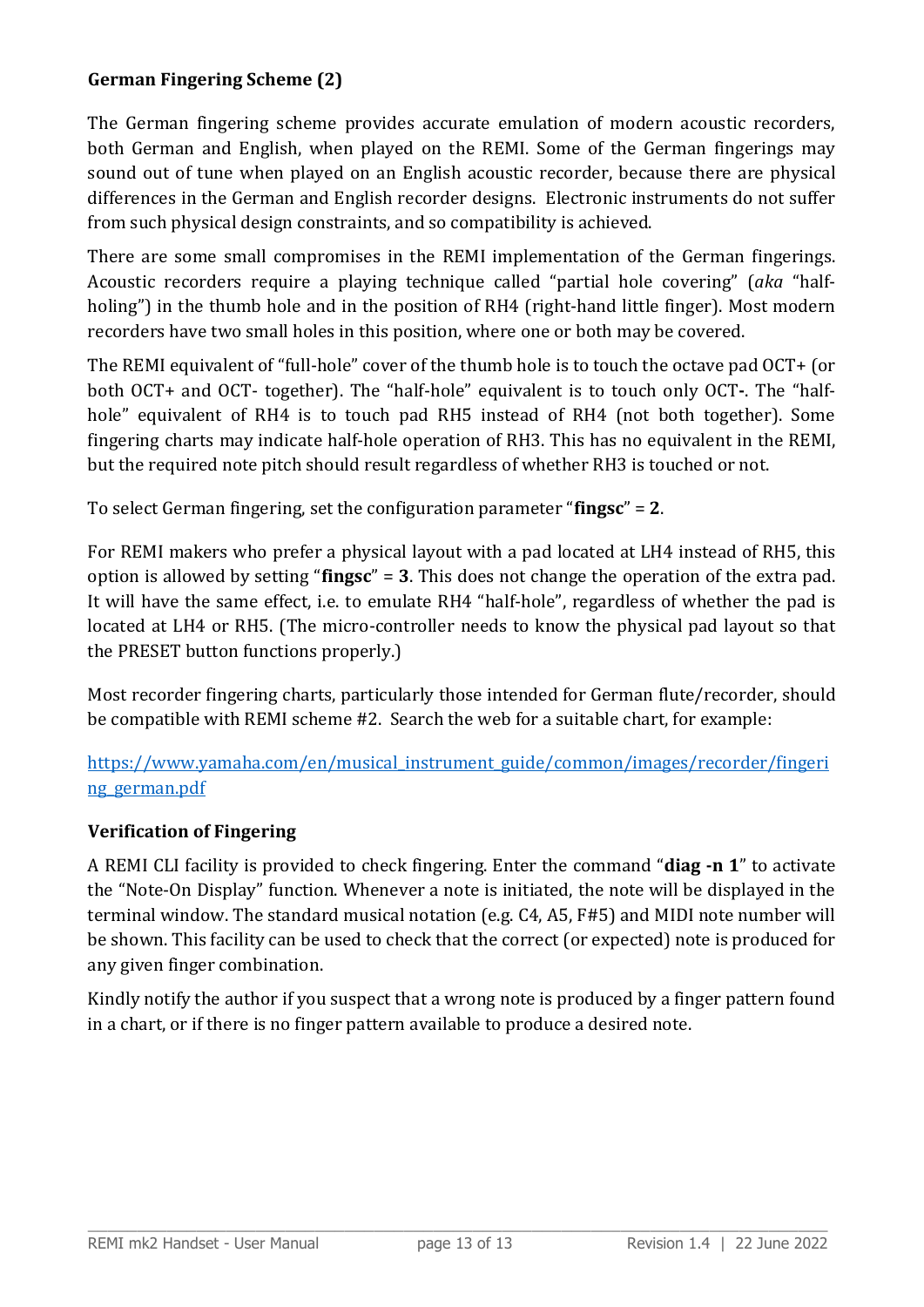### German Fingering Scheme (2)

The German fingering scheme provides accurate emulation of modern acoustic recorders, both German and English, when played on the REMI. Some of the German fingerings may sound out of tune when played on an English acoustic recorder, because there are physical differences in the German and English recorder designs. Electronic instruments do not suffer from such physical design constraints, and so compatibility is achieved.

There are some small compromises in the REMI implementation of the German fingerings. Acoustic recorders require a playing technique called "partial hole covering" (*aka* "half-holing") in the thumb hole and in the position of RH4 (right-hand little finger). Most modern recorders have two small holes in this position, where one or both may be covered.

The REMI equivalent of "full-hole" cover of the thumb hole is to touch the octave pad OCT+ (or both OCT+ and OCT- together). The "half-hole" equivalent is to touch only OCT**-**. The "half-hole" equivalent of RH4 is to touch pad RH5 instead of RH4 (not both together). Some fingering charts may indicate half-hole operation of RH3. This has no equivalent in the REMI, but the required note pitch should result regardless of whether RH3 is touched or not.

To select German fingering, set the configuration parameter "**fingsc**" = **2**.

For REMI makers who prefer a physical layout with a pad located at LH4 instead of RH5, this option is allowed by setting "**fingsc**" = **3**. This does not change the operation of the extra pad. It will have the same effect, i.e. to emulate RH4 "half-hole", regardless of whether the pad is located at LH4 or RH5. (The micro-controller needs to know the physical pad layout so that the PRESET button functions properly.)

Most recorder fingering charts, particularly those intended for German flute/recorder, should be compatible with REMI scheme #2. Search the web for a suitable chart, for example:

[https://www.yamaha.com/en/musical_instrument_guide/common/images/recorder/fingering_german.pdf](https://www.yamaha.com/en/musical_instrument_guide/common/images/recorder/fingering_german.pdf)

### Verification of Fingering

A REMI CLI facility is provided to check fingering. Enter the command "**diag -n 1**" to activate the "Note-On Display" function. Whenever a note is initiated, the note will be displayed in the terminal window. The standard musical notation (e.g. C4, A5, F#5) and MIDI note number will be shown. This facility can be used to check that the correct (or expected) note is produced for any given finger combination.

Kindly notify the author if you suspect that a wrong note is produced by a finger pattern found in a chart, or if there is no finger pattern available to produce a desired note.